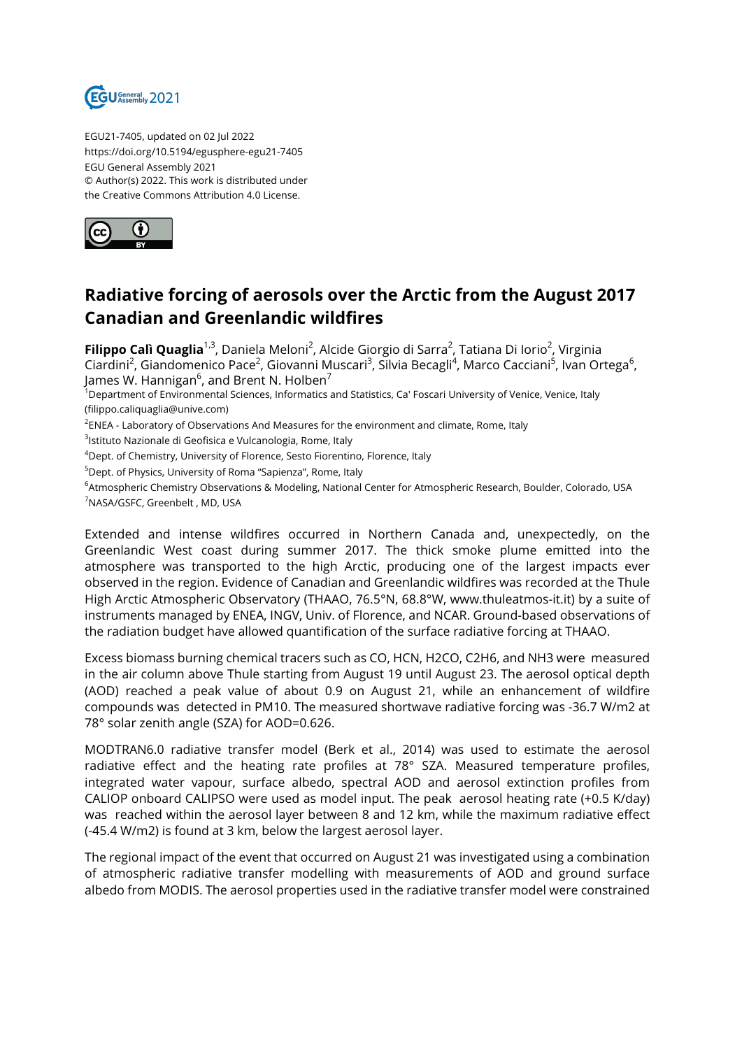EGU21-7405, updated on 02 Jul 2022
https://doi.org/10.5194/egusphere-egu21-7405
EGU General Assembly 2021
© Author(s) 2022. This work is distributed under
the Creative Commons Attribution 4.0 License.

# Radiative forcing of aerosols over the Arctic from the August 2017 Canadian and Greenlandic wildfires

**Filippo Calì Quaglia**[1,3], Daniela Meloni[2], Alcide Giorgio di Sarra[2], Tatiana Di Iorio[2], Virginia Ciardini[2], Giandomenico Pace[2], Giovanni Muscari[3], Silvia Becagli[4], Marco Cacciani[5], Ivan Ortega[6], James W. Hannigan[6], and Brent N. Holben[7]

[1]Department of Environmental Sciences, Informatics and Statistics, Ca' Foscari University of Venice, Venice, Italy (filippo.caliquaglia@unive.com)

[2]ENEA - Laboratory of Observations And Measures for the environment and climate, Rome, Italy

[3]Istituto Nazionale di Geofisica e Vulcanologia, Rome, Italy

[4]Dept. of Chemistry, University of Florence, Sesto Fiorentino, Florence, Italy

[5]Dept. of Physics, University of Roma "Sapienza", Rome, Italy

[6]Atmospheric Chemistry Observations & Modeling, National Center for Atmospheric Research, Boulder, Colorado, USA

[7]NASA/GSFC, Greenbelt , MD, USA

Extended and intense wildfires occurred in Northern Canada and, unexpectedly, on the Greenlandic West coast during summer 2017. The thick smoke plume emitted into the atmosphere was transported to the high Arctic, producing one of the largest impacts ever observed in the region. Evidence of Canadian and Greenlandic wildfires was recorded at the Thule High Arctic Atmospheric Observatory (THAAO, 76.5°N, 68.8°W, www.thuleatmos-it.it) by a suite of instruments managed by ENEA, INGV, Univ. of Florence, and NCAR. Ground-based observations of the radiation budget have allowed quantification of the surface radiative forcing at THAAO.

Excess biomass burning chemical tracers such as CO, HCN, $H_2CO$, $C_2H_6$, and $NH_3$ were measured in the air column above Thule starting from August 19 until August 23. The aerosol optical depth (AOD) reached a peak value of about 0.9 on August 21, while an enhancement of wildfire compounds was detected in PM10. The measured shortwave radiative forcing was -36.7 W/m2 at 78° solar zenith angle (SZA) for AOD=0.626.

MODTRAN6.0 radiative transfer model (Berk et al., 2014) was used to estimate the aerosol radiative effect and the heating rate profiles at 78° SZA. Measured temperature profiles, integrated water vapour, surface albedo, spectral AOD and aerosol extinction profiles from CALIOP onboard CALIPSO were used as model input. The peak aerosol heating rate (+0.5 K/day) was reached within the aerosol layer between 8 and 12 km, while the maximum radiative effect (-45.4 W/m2) is found at 3 km, below the largest aerosol layer.

The regional impact of the event that occurred on August 21 was investigated using a combination of atmospheric radiative transfer modelling with measurements of AOD and ground surface albedo from MODIS. The aerosol properties used in the radiative transfer model were constrained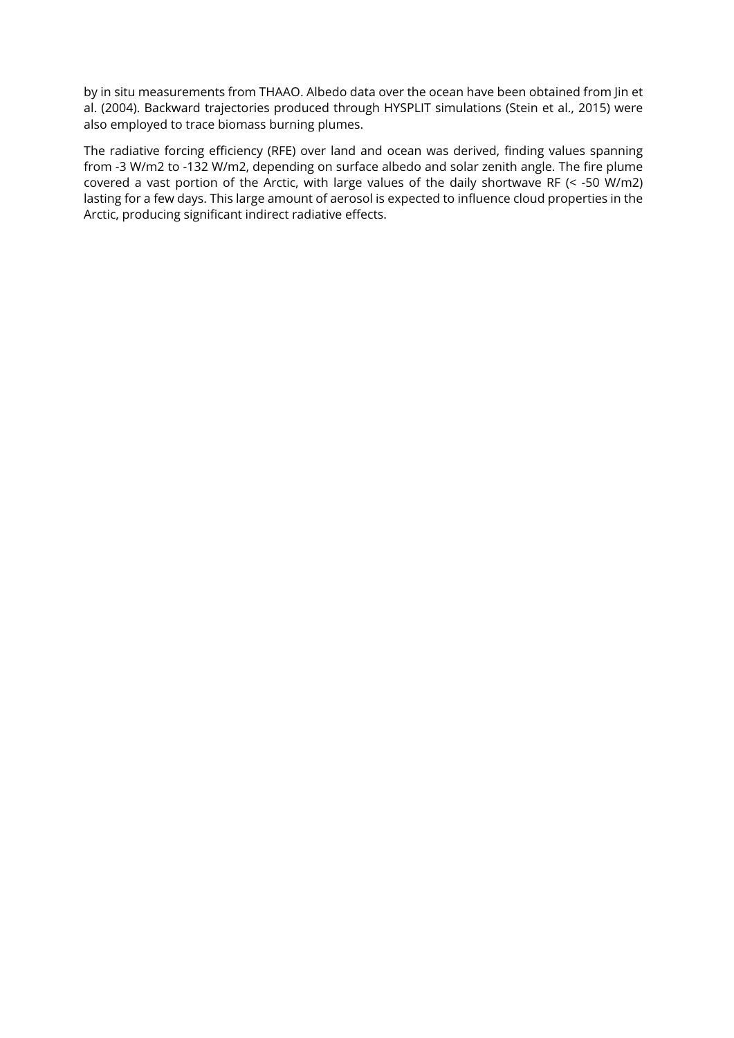by in situ measurements from THAAO. Albedo data over the ocean have been obtained from Jin et al. (2004). Backward trajectories produced through HYSPLIT simulations (Stein et al., 2015) were also employed to trace biomass burning plumes.

The radiative forcing efficiency (RFE) over land and ocean was derived, finding values spanning from -3 W/m2 to -132 W/m2, depending on surface albedo and solar zenith angle. The fire plume covered a vast portion of the Arctic, with large values of the daily shortwave RF (< -50 W/m2) lasting for a few days. This large amount of aerosol is expected to influence cloud properties in the Arctic, producing significant indirect radiative effects.